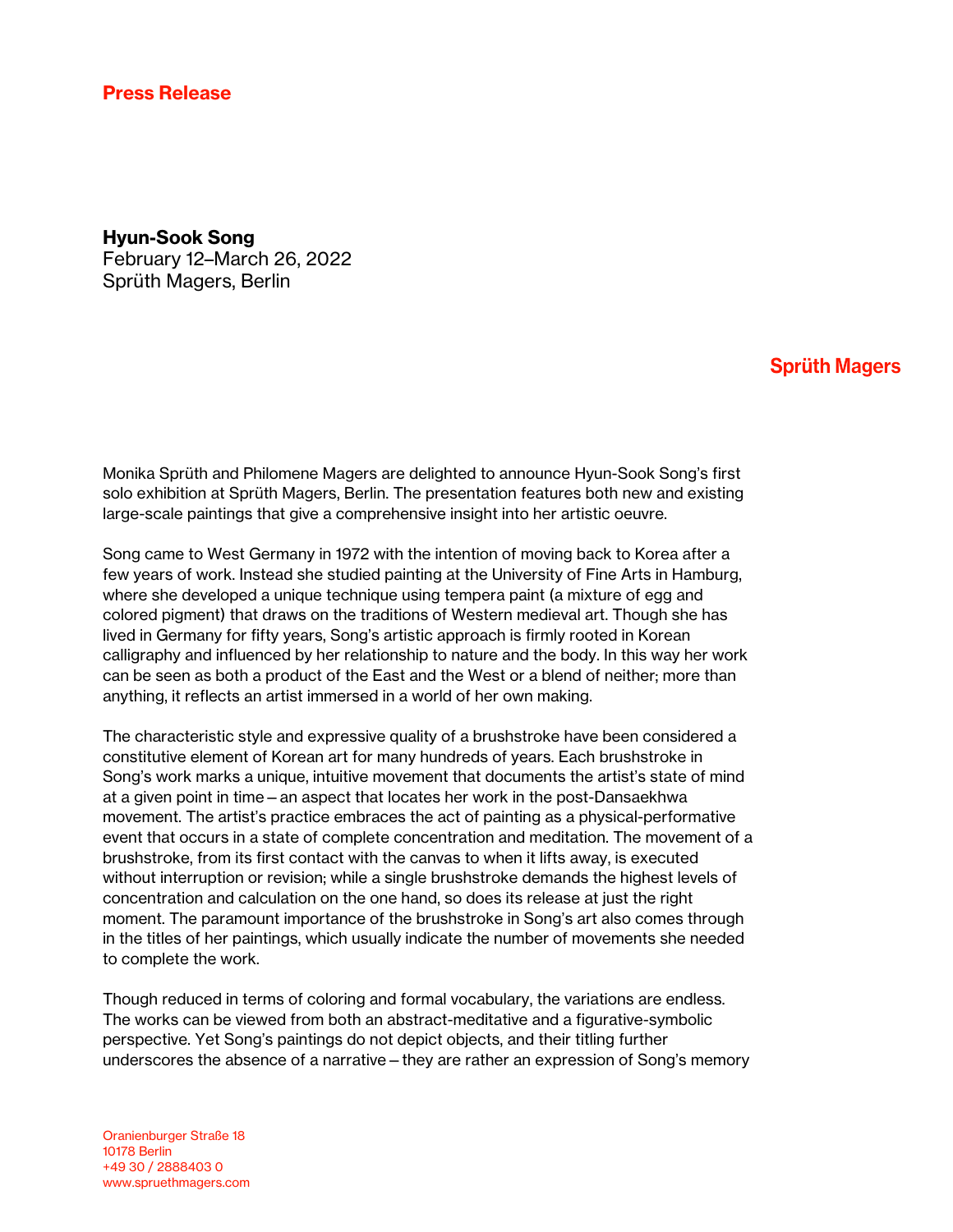**Press Release**

**Hyun-Sook Song**
February 12–March 26, 2022
Sprüth Magers, Berlin

**Sprüth Magers**

Monika Sprüth and Philomene Magers are delighted to announce Hyun-Sook Song's first solo exhibition at Sprüth Magers, Berlin. The presentation features both new and existing large-scale paintings that give a comprehensive insight into her artistic oeuvre.

Song came to West Germany in 1972 with the intention of moving back to Korea after a few years of work. Instead she studied painting at the University of Fine Arts in Hamburg, where she developed a unique technique using tempera paint (a mixture of egg and colored pigment) that draws on the traditions of Western medieval art. Though she has lived in Germany for fifty years, Song's artistic approach is firmly rooted in Korean calligraphy and influenced by her relationship to nature and the body. In this way her work can be seen as both a product of the East and the West or a blend of neither; more than anything, it reflects an artist immersed in a world of her own making.

The characteristic style and expressive quality of a brushstroke have been considered a constitutive element of Korean art for many hundreds of years. Each brushstroke in Song's work marks a unique, intuitive movement that documents the artist's state of mind at a given point in time – an aspect that locates her work in the post-Dansaekhwa movement. The artist's practice embraces the act of painting as a physical-performative event that occurs in a state of complete concentration and meditation. The movement of a brushstroke, from its first contact with the canvas to when it lifts away, is executed without interruption or revision; while a single brushstroke demands the highest levels of concentration and calculation on the one hand, so does its release at just the right moment. The paramount importance of the brushstroke in Song's art also comes through in the titles of her paintings, which usually indicate the number of movements she needed to complete the work.

Though reduced in terms of coloring and formal vocabulary, the variations are endless. The works can be viewed from both an abstract-meditative and a figurative-symbolic perspective. Yet Song's paintings do not depict objects, and their titling further underscores the absence of a narrative – they are rather an expression of Song's memory

Oranienburger Straße 18
10178 Berlin
+49 30 / 2888403 0
www.spruethmagers.com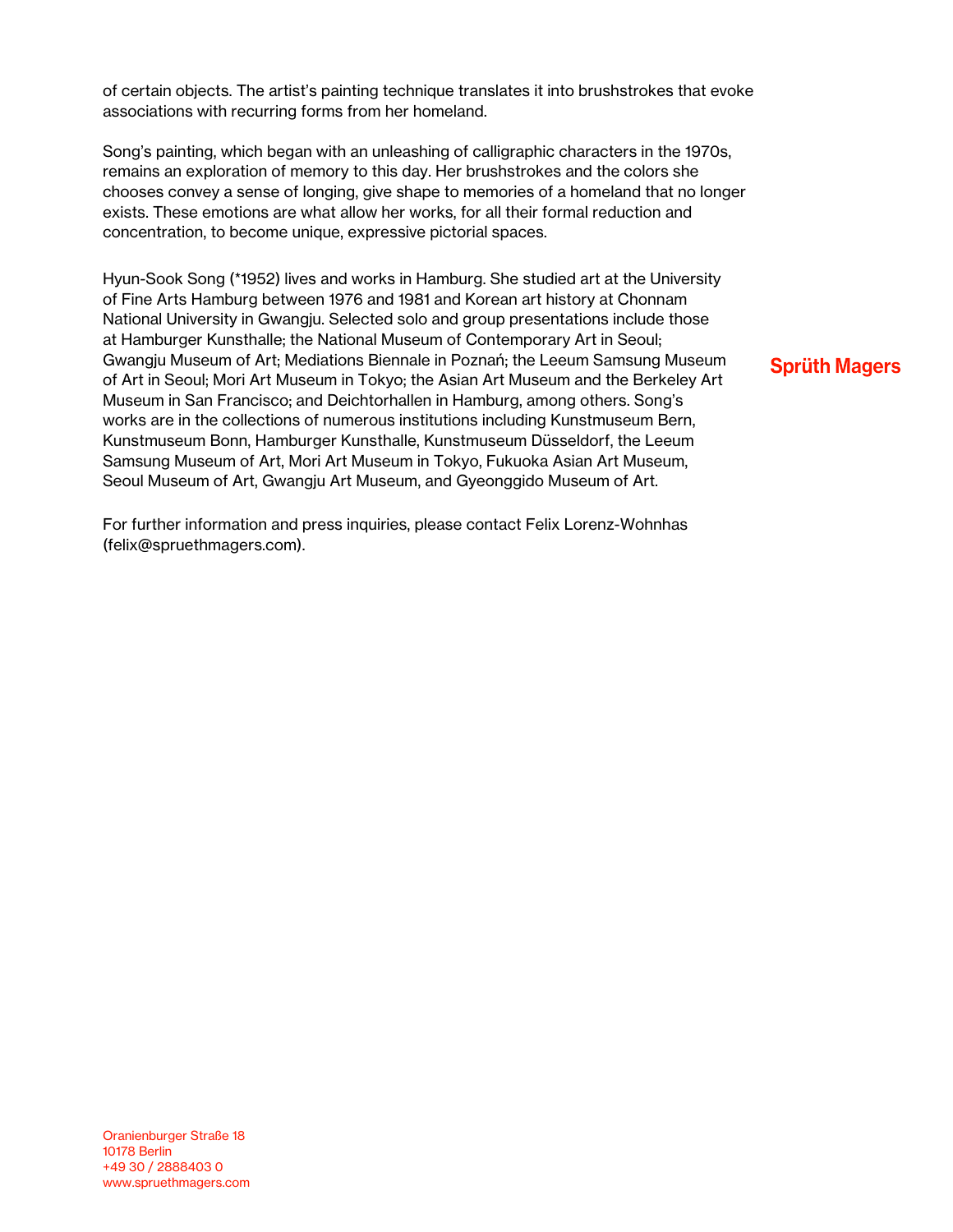of certain objects. The artist's painting technique translates it into brushstrokes that evoke associations with recurring forms from her homeland.

Song's painting, which began with an unleashing of calligraphic characters in the 1970s, remains an exploration of memory to this day. Her brushstrokes and the colors she chooses convey a sense of longing, give shape to memories of a homeland that no longer exists. These emotions are what allow her works, for all their formal reduction and concentration, to become unique, expressive pictorial spaces.

Hyun-Sook Song (*1952) lives and works in Hamburg. She studied art at the University of Fine Arts Hamburg between 1976 and 1981 and Korean art history at Chonnam National University in Gwangju. Selected solo and group presentations include those at Hamburger Kunsthalle; the National Museum of Contemporary Art in Seoul; Gwangju Museum of Art; Mediations Biennale in Poznań; the Leeum Samsung Museum of Art in Seoul; Mori Art Museum in Tokyo; the Asian Art Museum and the Berkeley Art Museum in San Francisco; and Deichtorhallen in Hamburg, among others. Song's works are in the collections of numerous institutions including Kunstmuseum Bern, Kunstmuseum Bonn, Hamburger Kunsthalle, Kunstmuseum Düsseldorf, the Leeum Samsung Museum of Art, Mori Art Museum in Tokyo, Fukuoka Asian Art Museum, Seoul Museum of Art, Gwangju Art Museum, and Gyeonggido Museum of Art.

For further information and press inquiries, please contact Felix Lorenz-Wohnhas (felix@spruethmagers.com).

**Sprüth Magers**

Oranienburger Straße 18
10178 Berlin
+49 30 / 2888403 0
www.spruethmagers.com